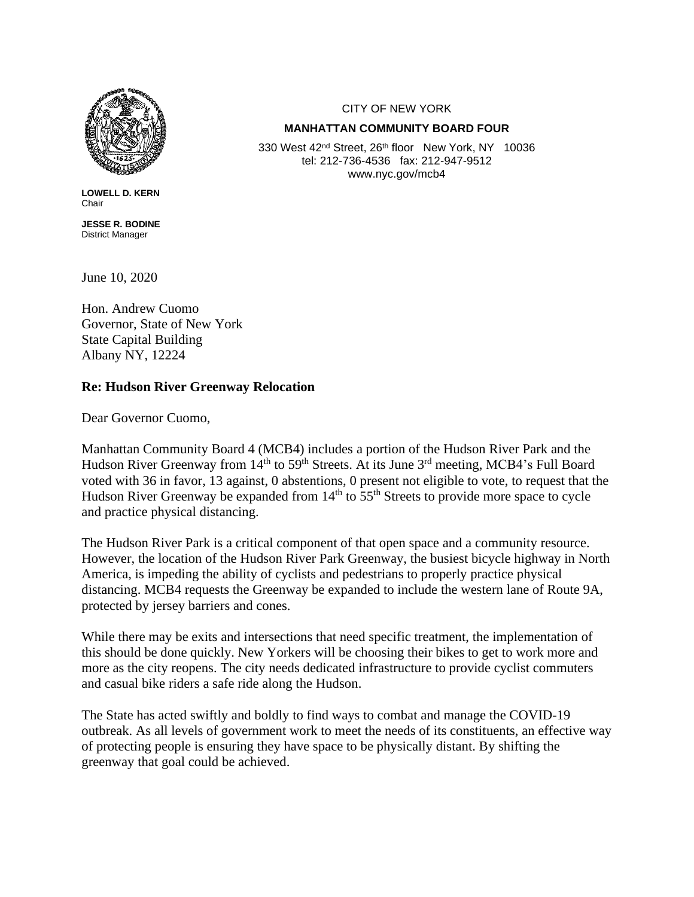CITY OF NEW YORK

**MANHATTAN COMMUNITY BOARD FOUR**

330 West 42nd Street, 26th floor New York, NY 10036
tel: 212-736-4536 fax: 212-947-9512
www.nyc.gov/mcb4

**LOWELL D. KERN**
Chair

**JESSE R. BODINE**
District Manager

June 10, 2020

Hon. Andrew Cuomo
Governor, State of New York
State Capital Building
Albany NY, 12224

**Re: Hudson River Greenway Relocation**

Dear Governor Cuomo,

Manhattan Community Board 4 (MCB4) includes a portion of the Hudson River Park and the Hudson River Greenway from 14th to 59th Streets. At its June 3rd meeting, MCB4's Full Board voted with 36 in favor, 13 against, 0 abstentions, 0 present not eligible to vote, to request that the Hudson River Greenway be expanded from 14th to 55th Streets to provide more space to cycle and practice physical distancing.

The Hudson River Park is a critical component of that open space and a community resource. However, the location of the Hudson River Park Greenway, the busiest bicycle highway in North America, is impeding the ability of cyclists and pedestrians to properly practice physical distancing. MCB4 requests the Greenway be expanded to include the western lane of Route 9A, protected by jersey barriers and cones.

While there may be exits and intersections that need specific treatment, the implementation of this should be done quickly. New Yorkers will be choosing their bikes to get to work more and more as the city reopens. The city needs dedicated infrastructure to provide cyclist commuters and casual bike riders a safe ride along the Hudson.

The State has acted swiftly and boldly to find ways to combat and manage the COVID-19 outbreak. As all levels of government work to meet the needs of its constituents, an effective way of protecting people is ensuring they have space to be physically distant. By shifting the greenway that goal could be achieved.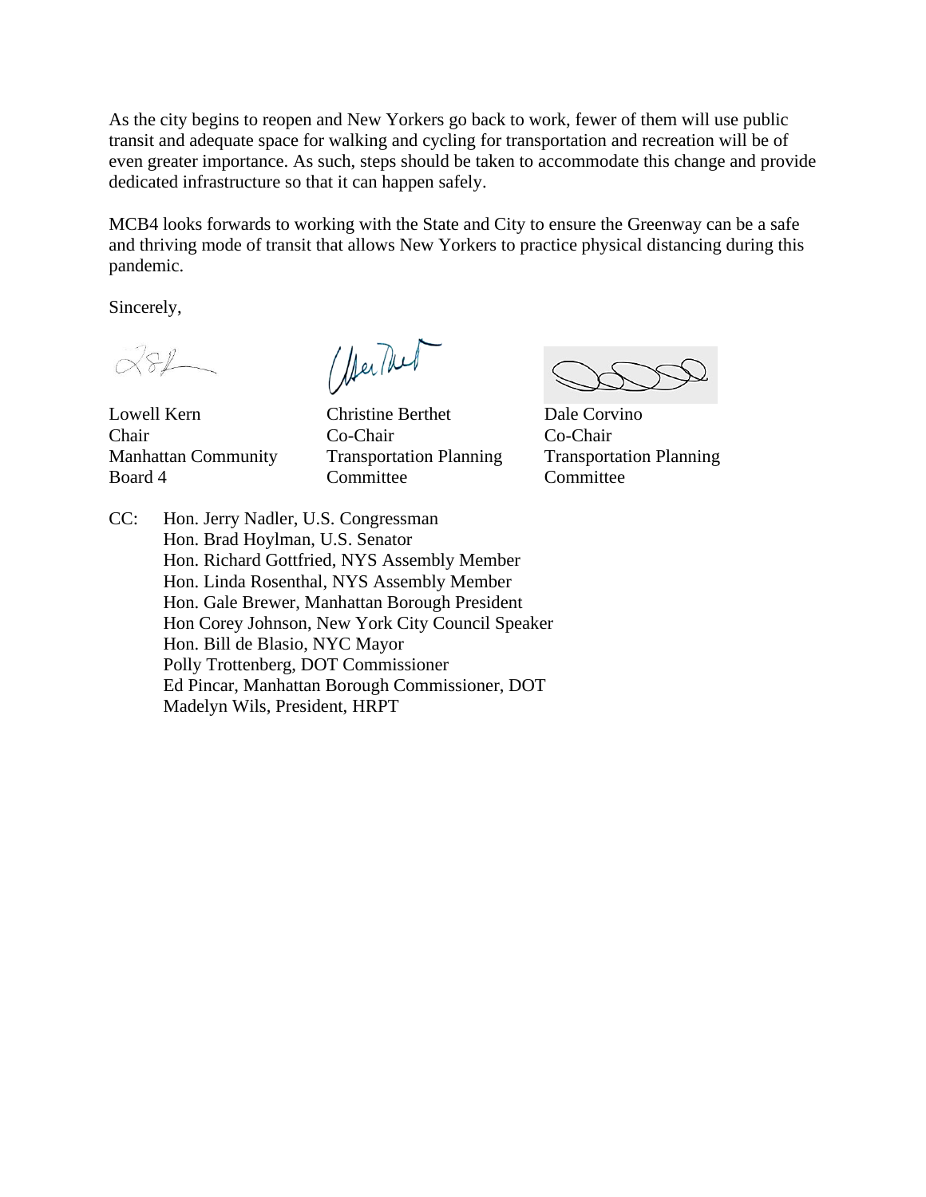As the city begins to reopen and New Yorkers go back to work, fewer of them will use public transit and adequate space for walking and cycling for transportation and recreation will be of even greater importance. As such, steps should be taken to accommodate this change and provide dedicated infrastructure so that it can happen safely.

MCB4 looks forwards to working with the State and City to ensure the Greenway can be a safe and thriving mode of transit that allows New Yorkers to practice physical distancing during this pandemic.

Sincerely,

| | | |
|---|---|---|
| Lowell Kern | Christine Berthet | Dale Corvino |
| Chair | Co-Chair | Co-Chair |
| Manhattan Community Board 4 | Transportation Planning Committee | Transportation Planning Committee |

CC: Hon. Jerry Nadler, U.S. Congressman
Hon. Brad Hoylman, U.S. Senator
Hon. Richard Gottfried, NYS Assembly Member
Hon. Linda Rosenthal, NYS Assembly Member
Hon. Gale Brewer, Manhattan Borough President
Hon Corey Johnson, New York City Council Speaker
Hon. Bill de Blasio, NYC Mayor
Polly Trottenberg, DOT Commissioner
Ed Pincar, Manhattan Borough Commissioner, DOT
Madelyn Wils, President, HRPT